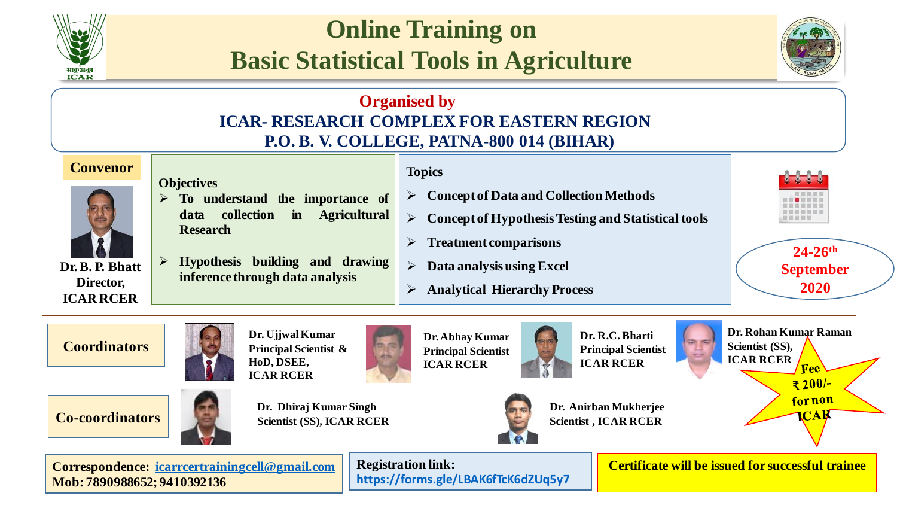# Online Training on Basic Statistical Tools in Agriculture

## Organised by

**ICAR- RESEARCH COMPLEX FOR EASTERN REGION**
**P.O. B. V. COLLEGE, PATNA-800 014 (BIHAR)**

### Convenor

**Dr. B. P. Bhatt**
**Director,**
**ICAR RCER**

### Objectives

- To understand the importance of data collection in Agricultural Research
- Hypothesis building and drawing inference through data analysis

### Topics

- Concept of Data and Collection Methods
- Concept of Hypothesis Testing and Statistical tools
- Treatment comparisons
- Data analysis using Excel
- Analytical Hierarchy Process

**24-26th September 2020**

### Coordinators

**Dr. Ujjwal Kumar**
**Principal Scientist & HoD, DSEE,**
**ICAR RCER**

**Dr. Abhay Kumar**
**Principal Scientist**
**ICAR RCER**

**Dr. R.C. Bharti**
**Principal Scientist**
**ICAR RCER**

**Dr. Rohan Kumar Raman**
**Scientist (SS),**
**ICAR RCER**

### Co-coordinators

**Dr. Dhiraj Kumar Singh**
**Scientist (SS), ICAR RCER**

**Dr. Anirban Mukherjee**
**Scientist , ICAR RCER**

**Fee ₹ 200/- for non ICAR**

**Correspondence:** icarrcertrainingcell@gmail.com
**Mob: 7890988652; 9410392136**

**Registration link:**
https://forms.gle/LBAK6fTcK6dZUq5y7

**Certificate will be issued for successful trainee**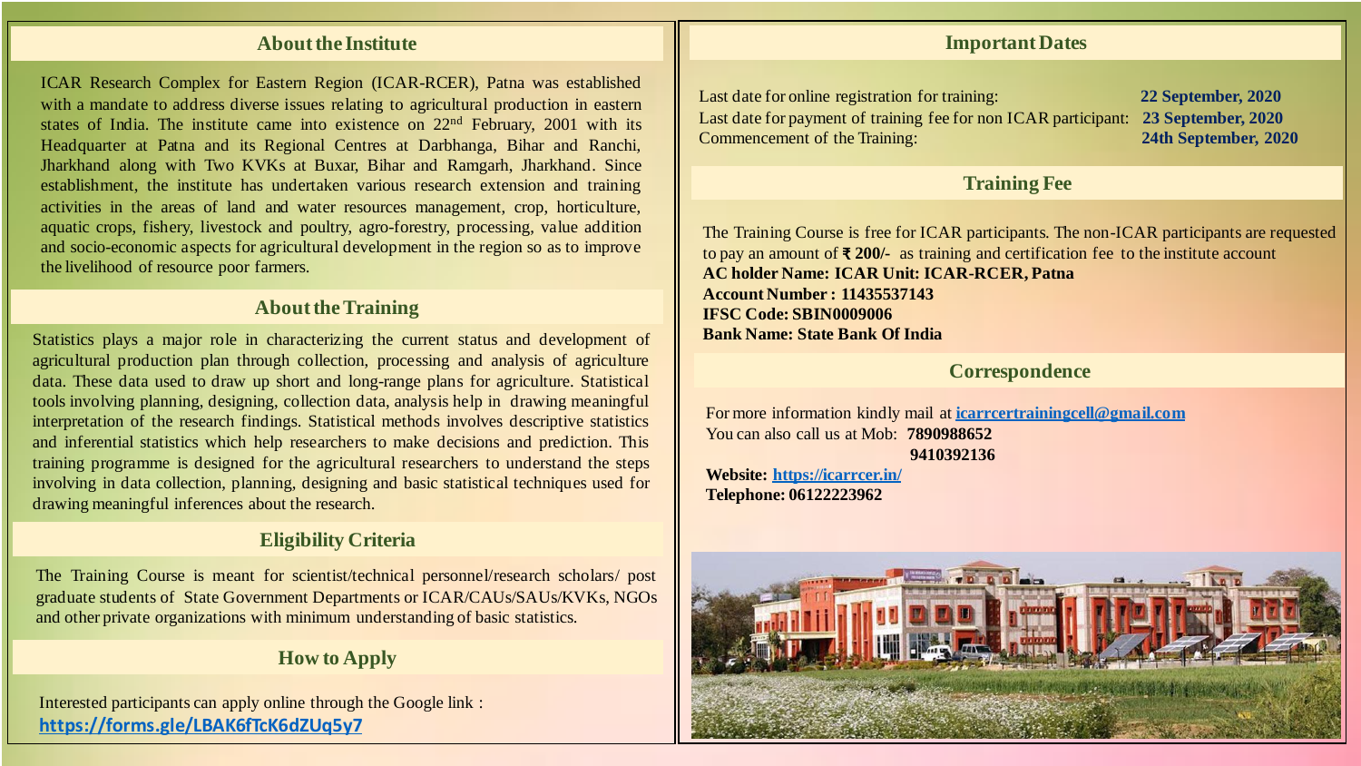## About the Institute

ICAR Research Complex for Eastern Region (ICAR-RCER), Patna was established with a mandate to address diverse issues relating to agricultural production in eastern states of India. The institute came into existence on 22nd February, 2001 with its Headquarter at Patna and its Regional Centres at Darbhanga, Bihar and Ranchi, Jharkhand along with Two KVKs at Buxar, Bihar and Ramgarh, Jharkhand. Since establishment, the institute has undertaken various research extension and training activities in the areas of land and water resources management, crop, horticulture, aquatic crops, fishery, livestock and poultry, agro-forestry, processing, value addition and socio-economic aspects for agricultural development in the region so as to improve the livelihood of resource poor farmers.

## About the Training

Statistics plays a major role in characterizing the current status and development of agricultural production plan through collection, processing and analysis of agriculture data. These data used to draw up short and long-range plans for agriculture. Statistical tools involving planning, designing, collection data, analysis help in drawing meaningful interpretation of the research findings. Statistical methods involves descriptive statistics and inferential statistics which help researchers to make decisions and prediction. This training programme is designed for the agricultural researchers to understand the steps involving in data collection, planning, designing and basic statistical techniques used for drawing meaningful inferences about the research.

## Eligibility Criteria

The Training Course is meant for scientist/technical personnel/research scholars/ post graduate students of State Government Departments or ICAR/CAUs/SAUs/KVKs, NGOs and other private organizations with minimum understanding of basic statistics.

## How to Apply

Interested participants can apply online through the Google link :
**https://forms.gle/LBAK6fTcK6dZUq5y7**

## Important Dates

| | |
|---|---|
| Last date for online registration for training: | **22 September, 2020** |
| Last date for payment of training fee for non ICAR participant: | **23 September, 2020** |
| Commencement of the Training: | **24th September, 2020** |

## Training Fee

The Training Course is free for ICAR participants. The non-ICAR participants are requested to pay an amount of **₹ 200/-** as training and certification fee to the institute account

**AC holder Name: ICAR Unit: ICAR-RCER, Patna**
**Account Number : 11435537143**
**IFSC Code: SBIN0009006**
**Bank Name: State Bank Of India**

## Correspondence

For more information kindly mail at **icarrcertrainingcell@gmail.com**
You can also call us at Mob: **7890988652**
**9410392136**

**Website: https://icarrcer.in/**
**Telephone: 06122223962**